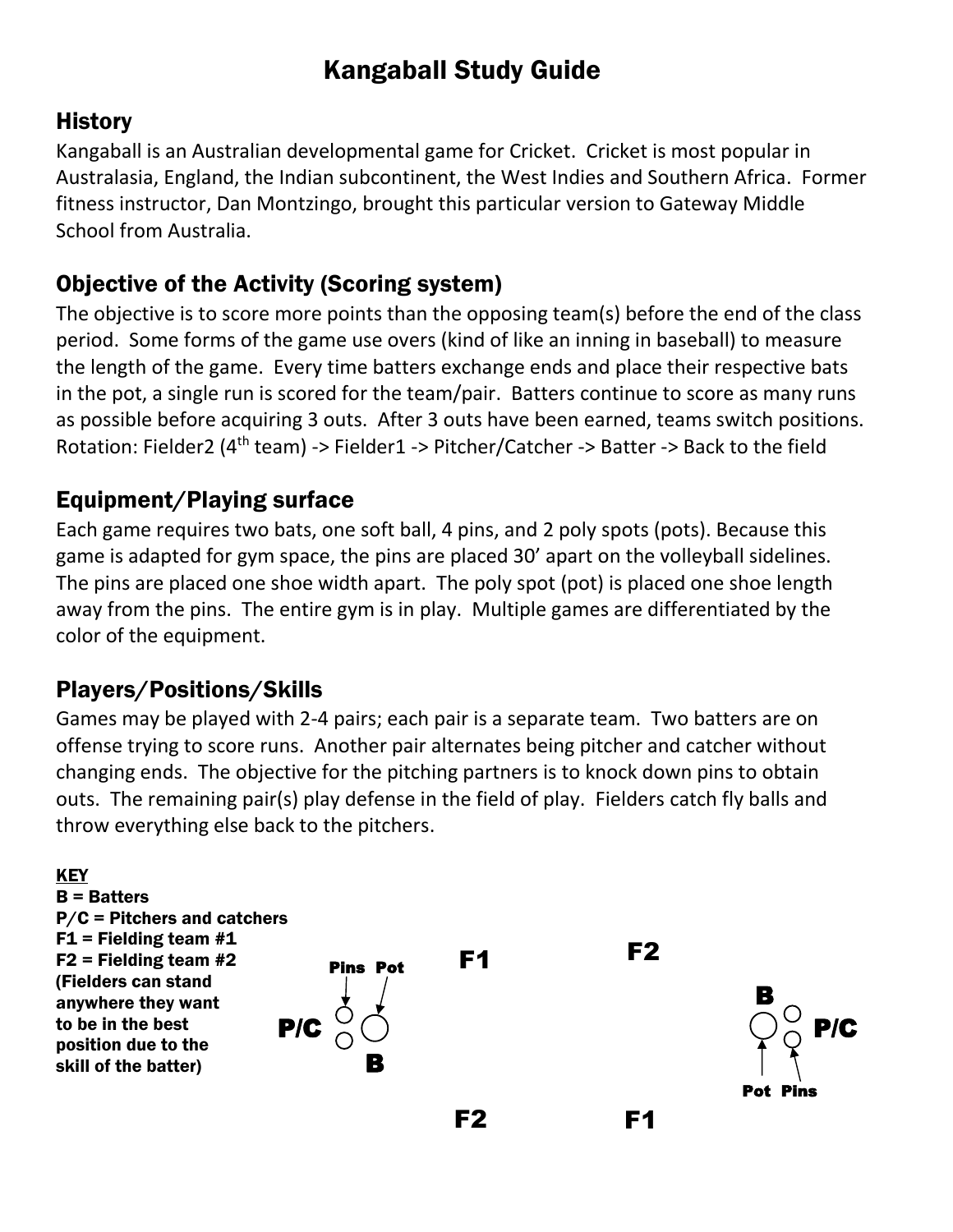# Kangaball Study Guide

## History

Kangaball is an Australian developmental game for Cricket. Cricket is most popular in Australasia, England, the Indian subcontinent, the West Indies and Southern Africa. Former fitness instructor, Dan Montzingo, brought this particular version to Gateway Middle School from Australia.

## Objective of the Activity (Scoring system)

The objective is to score more points than the opposing team(s) before the end of the class period. Some forms of the game use overs (kind of like an inning in baseball) to measure the length of the game. Every time batters exchange ends and place their respective bats in the pot, a single run is scored for the team/pair. Batters continue to score as many runs as possible before acquiring 3 outs. After 3 outs have been earned, teams switch positions. Rotation: Fielder2 (4th team) -> Fielder1 -> Pitcher/Catcher -> Batter -> Back to the field

## Equipment/Playing surface

Each game requires two bats, one soft ball, 4 pins, and 2 poly spots (pots). Because this game is adapted for gym space, the pins are placed 30' apart on the volleyball sidelines. The pins are placed one shoe width apart. The poly spot (pot) is placed one shoe length away from the pins. The entire gym is in play. Multiple games are differentiated by the color of the equipment.

## Players/Positions/Skills

Games may be played with 2-4 pairs; each pair is a separate team. Two batters are on offense trying to score runs. Another pair alternates being pitcher and catcher without changing ends. The objective for the pitching partners is to knock down pins to obtain outs. The remaining pair(s) play defense in the field of play. Fielders catch fly balls and throw everything else back to the pitchers.

**KEY**
**B = Batters**
**P/C = Pitchers and catchers**
**F1 = Fielding team #1**
**F2 = Fielding team #2**
**(Fielders can stand anywhere they want to be in the best position due to the skill of the batter)**

**P/C** | **Pins** | **Pot** | **B** | **F1** | **F2** | **F2** | **F1** | **B** | **Pot** | **Pins** | **P/C**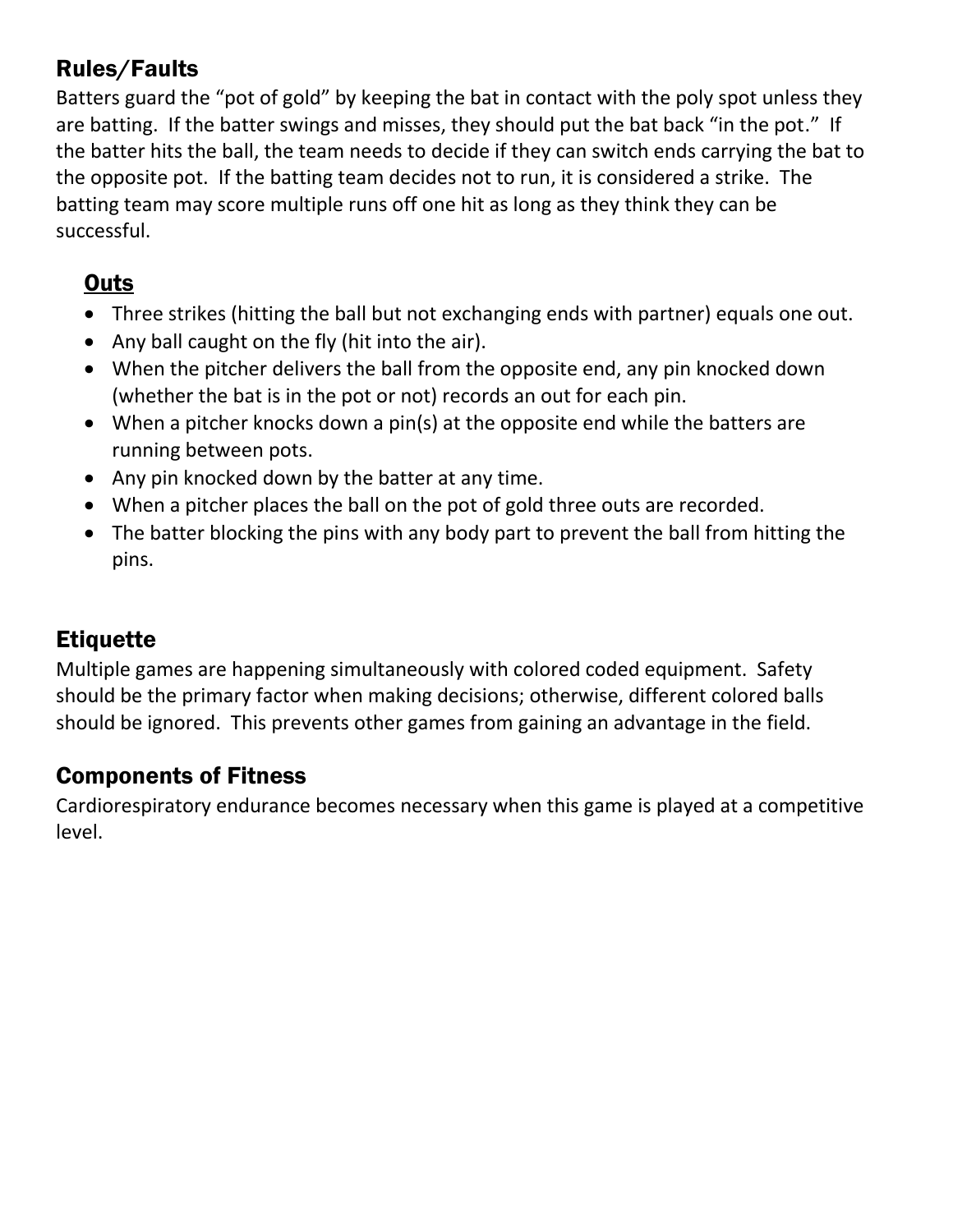## Rules/Faults

Batters guard the “pot of gold” by keeping the bat in contact with the poly spot unless they are batting. If the batter swings and misses, they should put the bat back “in the pot.” If the batter hits the ball, the team needs to decide if they can switch ends carrying the bat to the opposite pot. If the batting team decides not to run, it is considered a strike. The batting team may score multiple runs off one hit as long as they think they can be successful.

### **Outs**

- Three strikes (hitting the ball but not exchanging ends with partner) equals one out.
- Any ball caught on the fly (hit into the air).
- When the pitcher delivers the ball from the opposite end, any pin knocked down (whether the bat is in the pot or not) records an out for each pin.
- When a pitcher knocks down a pin(s) at the opposite end while the batters are running between pots.
- Any pin knocked down by the batter at any time.
- When a pitcher places the ball on the pot of gold three outs are recorded.
- The batter blocking the pins with any body part to prevent the ball from hitting the pins.

## Etiquette

Multiple games are happening simultaneously with colored coded equipment. Safety should be the primary factor when making decisions; otherwise, different colored balls should be ignored. This prevents other games from gaining an advantage in the field.

## Components of Fitness

Cardiorespiratory endurance becomes necessary when this game is played at a competitive level.